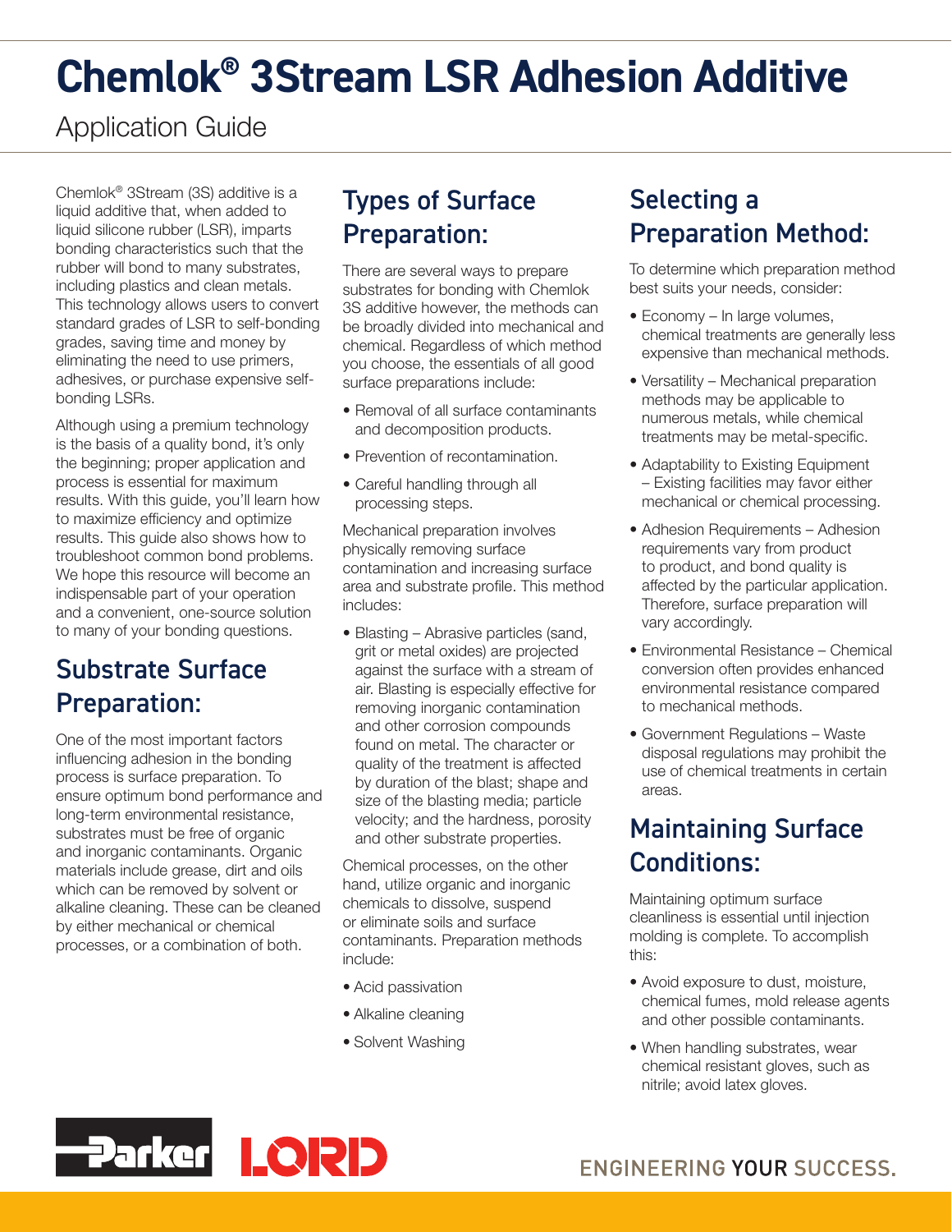# Chemlok® 3Stream LSR Adhesion Additive

## Application Guide

Chemlok® 3Stream (3S) additive is a liquid additive that, when added to liquid silicone rubber (LSR), imparts bonding characteristics such that the rubber will bond to many substrates, including plastics and clean metals. This technology allows users to convert standard grades of LSR to self-bonding grades, saving time and money by eliminating the need to use primers, adhesives, or purchase expensive self-bonding LSRs.

Although using a premium technology is the basis of a quality bond, it's only the beginning; proper application and process is essential for maximum results. With this guide, you'll learn how to maximize efficiency and optimize results. This guide also shows how to troubleshoot common bond problems. We hope this resource will become an indispensable part of your operation and a convenient, one-source solution to many of your bonding questions.

## Substrate Surface Preparation:

One of the most important factors influencing adhesion in the bonding process is surface preparation. To ensure optimum bond performance and long-term environmental resistance, substrates must be free of organic and inorganic contaminants. Organic materials include grease, dirt and oils which can be removed by solvent or alkaline cleaning. These can be cleaned by either mechanical or chemical processes, or a combination of both.

## Types of Surface Preparation:

There are several ways to prepare substrates for bonding with Chemlok 3S additive however, the methods can be broadly divided into mechanical and chemical. Regardless of which method you choose, the essentials of all good surface preparations include:

- Removal of all surface contaminants and decomposition products.
- Prevention of recontamination.
- Careful handling through all processing steps.

Mechanical preparation involves physically removing surface contamination and increasing surface area and substrate profile. This method includes:

- Blasting – Abrasive particles (sand, grit or metal oxides) are projected against the surface with a stream of air. Blasting is especially effective for removing inorganic contamination and other corrosion compounds found on metal. The character or quality of the treatment is affected by duration of the blast; shape and size of the blasting media; particle velocity; and the hardness, porosity and other substrate properties.

Chemical processes, on the other hand, utilize organic and inorganic chemicals to dissolve, suspend or eliminate soils and surface contaminants. Preparation methods include:

- Acid passivation
- Alkaline cleaning
- Solvent Washing

## Selecting a Preparation Method:

To determine which preparation method best suits your needs, consider:

- Economy – In large volumes, chemical treatments are generally less expensive than mechanical methods.
- Versatility – Mechanical preparation methods may be applicable to numerous metals, while chemical treatments may be metal-specific.
- Adaptability to Existing Equipment – Existing facilities may favor either mechanical or chemical processing.
- Adhesion Requirements – Adhesion requirements vary from product to product, and bond quality is affected by the particular application. Therefore, surface preparation will vary accordingly.
- Environmental Resistance – Chemical conversion often provides enhanced environmental resistance compared to mechanical methods.
- Government Regulations – Waste disposal regulations may prohibit the use of chemical treatments in certain areas.

## Maintaining Surface Conditions:

Maintaining optimum surface cleanliness is essential until injection molding is complete. To accomplish this:

- Avoid exposure to dust, moisture, chemical fumes, mold release agents and other possible contaminants.
- When handling substrates, wear chemical resistant gloves, such as nitrile; avoid latex gloves.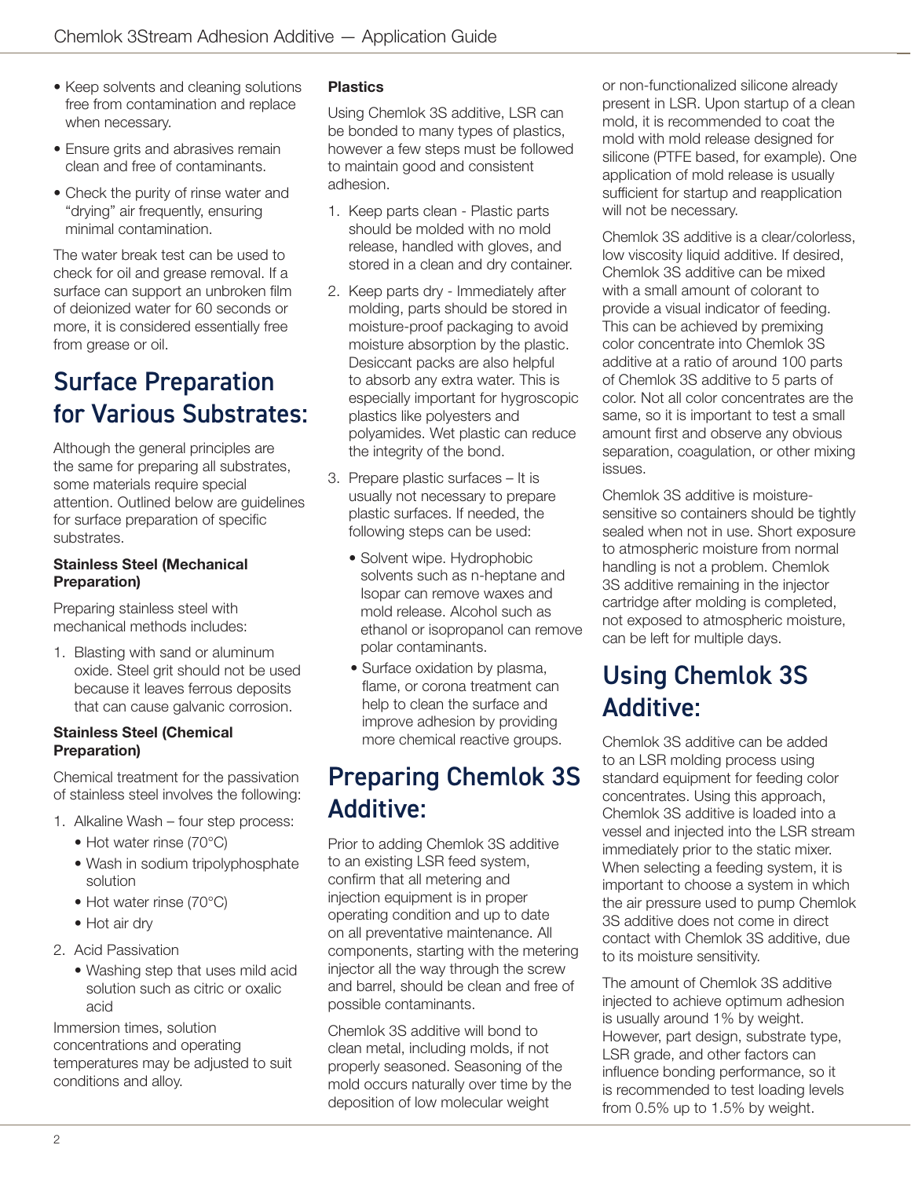- Keep solvents and cleaning solutions free from contamination and replace when necessary.
- Ensure grits and abrasives remain clean and free of contaminants.
- Check the purity of rinse water and "drying" air frequently, ensuring minimal contamination.

The water break test can be used to check for oil and grease removal. If a surface can support an unbroken film of deionized water for 60 seconds or more, it is considered essentially free from grease or oil.

## Surface Preparation for Various Substrates:

Although the general principles are the same for preparing all substrates, some materials require special attention. Outlined below are guidelines for surface preparation of specific substrates.

**Stainless Steel (Mechanical Preparation)**

Preparing stainless steel with mechanical methods includes:

1. Blasting with sand or aluminum oxide. Steel grit should not be used because it leaves ferrous deposits that can cause galvanic corrosion.

**Stainless Steel (Chemical Preparation)**

Chemical treatment for the passivation of stainless steel involves the following:

1. Alkaline Wash – four step process:
   - Hot water rinse (70°C)
   - Wash in sodium tripolyphosphate solution
   - Hot water rinse (70°C)
   - Hot air dry
2. Acid Passivation
   - Washing step that uses mild acid solution such as citric or oxalic acid

Immersion times, solution concentrations and operating temperatures may be adjusted to suit conditions and alloy.

**Plastics**

Using Chemlok 3S additive, LSR can be bonded to many types of plastics, however a few steps must be followed to maintain good and consistent adhesion.

1. Keep parts clean - Plastic parts should be molded with no mold release, handled with gloves, and stored in a clean and dry container.
2. Keep parts dry - Immediately after molding, parts should be stored in moisture-proof packaging to avoid moisture absorption by the plastic. Desiccant packs are also helpful to absorb any extra water. This is especially important for hygroscopic plastics like polyesters and polyamides. Wet plastic can reduce the integrity of the bond.
3. Prepare plastic surfaces – It is usually not necessary to prepare plastic surfaces. If needed, the following steps can be used:
   - Solvent wipe. Hydrophobic solvents such as n-heptane and Isopar can remove waxes and mold release. Alcohol such as ethanol or isopropanol can remove polar contaminants.
   - Surface oxidation by plasma, flame, or corona treatment can help to clean the surface and improve adhesion by providing more chemical reactive groups.

## Preparing Chemlok 3S Additive:

Prior to adding Chemlok 3S additive to an existing LSR feed system, confirm that all metering and injection equipment is in proper operating condition and up to date on all preventative maintenance. All components, starting with the metering injector all the way through the screw and barrel, should be clean and free of possible contaminants.

Chemlok 3S additive will bond to clean metal, including molds, if not properly seasoned. Seasoning of the mold occurs naturally over time by the deposition of low molecular weight or non-functionalized silicone already present in LSR. Upon startup of a clean mold, it is recommended to coat the mold with mold release designed for silicone (PTFE based, for example). One application of mold release is usually sufficient for startup and reapplication will not be necessary.

Chemlok 3S additive is a clear/colorless, low viscosity liquid additive. If desired, Chemlok 3S additive can be mixed with a small amount of colorant to provide a visual indicator of feeding. This can be achieved by premixing color concentrate into Chemlok 3S additive at a ratio of around 100 parts of Chemlok 3S additive to 5 parts of color. Not all color concentrates are the same, so it is important to test a small amount first and observe any obvious separation, coagulation, or other mixing issues.

Chemlok 3S additive is moisture-sensitive so containers should be tightly sealed when not in use. Short exposure to atmospheric moisture from normal handling is not a problem. Chemlok 3S additive remaining in the injector cartridge after molding is completed, not exposed to atmospheric moisture, can be left for multiple days.

## Using Chemlok 3S Additive:

Chemlok 3S additive can be added to an LSR molding process using standard equipment for feeding color concentrates. Using this approach, Chemlok 3S additive is loaded into a vessel and injected into the LSR stream immediately prior to the static mixer. When selecting a feeding system, it is important to choose a system in which the air pressure used to pump Chemlok 3S additive does not come in direct contact with Chemlok 3S additive, due to its moisture sensitivity.

The amount of Chemlok 3S additive injected to achieve optimum adhesion is usually around 1% by weight. However, part design, substrate type, LSR grade, and other factors can influence bonding performance, so it is recommended to test loading levels from 0.5% up to 1.5% by weight.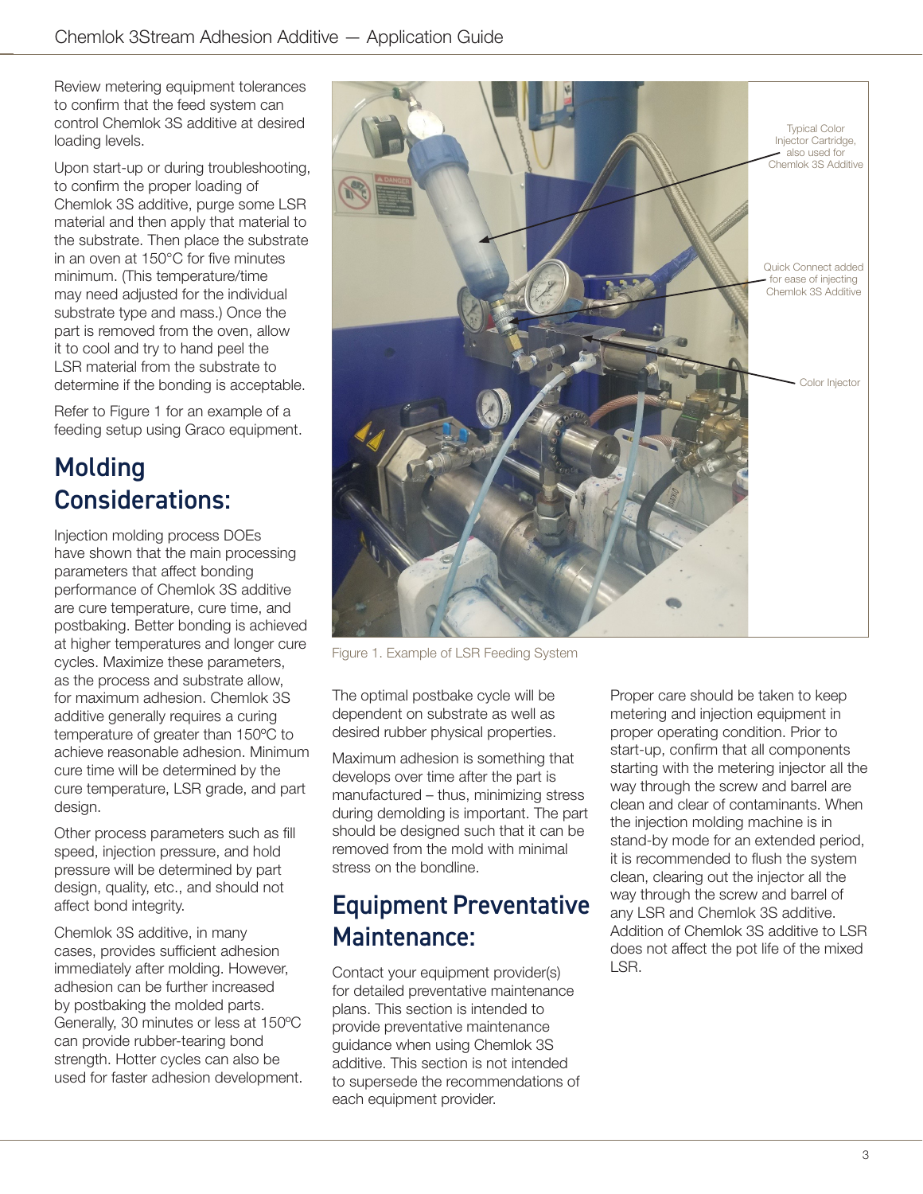Review metering equipment tolerances to confirm that the feed system can control Chemlok 3S additive at desired loading levels.

Upon start-up or during troubleshooting, to confirm the proper loading of Chemlok 3S additive, purge some LSR material and then apply that material to the substrate. Then place the substrate in an oven at 150°C for five minutes minimum. (This temperature/time may need adjusted for the individual substrate type and mass.) Once the part is removed from the oven, allow it to cool and try to hand peel the LSR material from the substrate to determine if the bonding is acceptable.

Refer to Figure 1 for an example of a feeding setup using Graco equipment.

Typical Color Injector Cartridge, also used for Chemlok 3S Additive

Quick Connect added for ease of injecting Chemlok 3S Additive

Color Injector

Figure 1. Example of LSR Feeding System

## Molding Considerations:

Injection molding process DOEs have shown that the main processing parameters that affect bonding performance of Chemlok 3S additive are cure temperature, cure time, and postbaking. Better bonding is achieved at higher temperatures and longer cure cycles. Maximize these parameters, as the process and substrate allow, for maximum adhesion. Chemlok 3S additive generally requires a curing temperature of greater than 150°C to achieve reasonable adhesion. Minimum cure time will be determined by the cure temperature, LSR grade, and part design.

Other process parameters such as fill speed, injection pressure, and hold pressure will be determined by part design, quality, etc., and should not affect bond integrity.

Chemlok 3S additive, in many cases, provides sufficient adhesion immediately after molding. However, adhesion can be further increased by postbaking the molded parts. Generally, 30 minutes or less at 150ºC can provide rubber-tearing bond strength. Hotter cycles can also be used for faster adhesion development.

The optimal postbake cycle will be dependent on substrate as well as desired rubber physical properties.

Maximum adhesion is something that develops over time after the part is manufactured – thus, minimizing stress during demolding is important. The part should be designed such that it can be removed from the mold with minimal stress on the bondline.

## Equipment Preventative Maintenance:

Contact your equipment provider(s) for detailed preventative maintenance plans. This section is intended to provide preventative maintenance guidance when using Chemlok 3S additive. This section is not intended to supersede the recommendations of each equipment provider.

Proper care should be taken to keep metering and injection equipment in proper operating condition. Prior to start-up, confirm that all components starting with the metering injector all the way through the screw and barrel are clean and clear of contaminants. When the injection molding machine is in stand-by mode for an extended period, it is recommended to flush the system clean, clearing out the injector all the way through the screw and barrel of any LSR and Chemlok 3S additive. Addition of Chemlok 3S additive to LSR does not affect the pot life of the mixed LSR.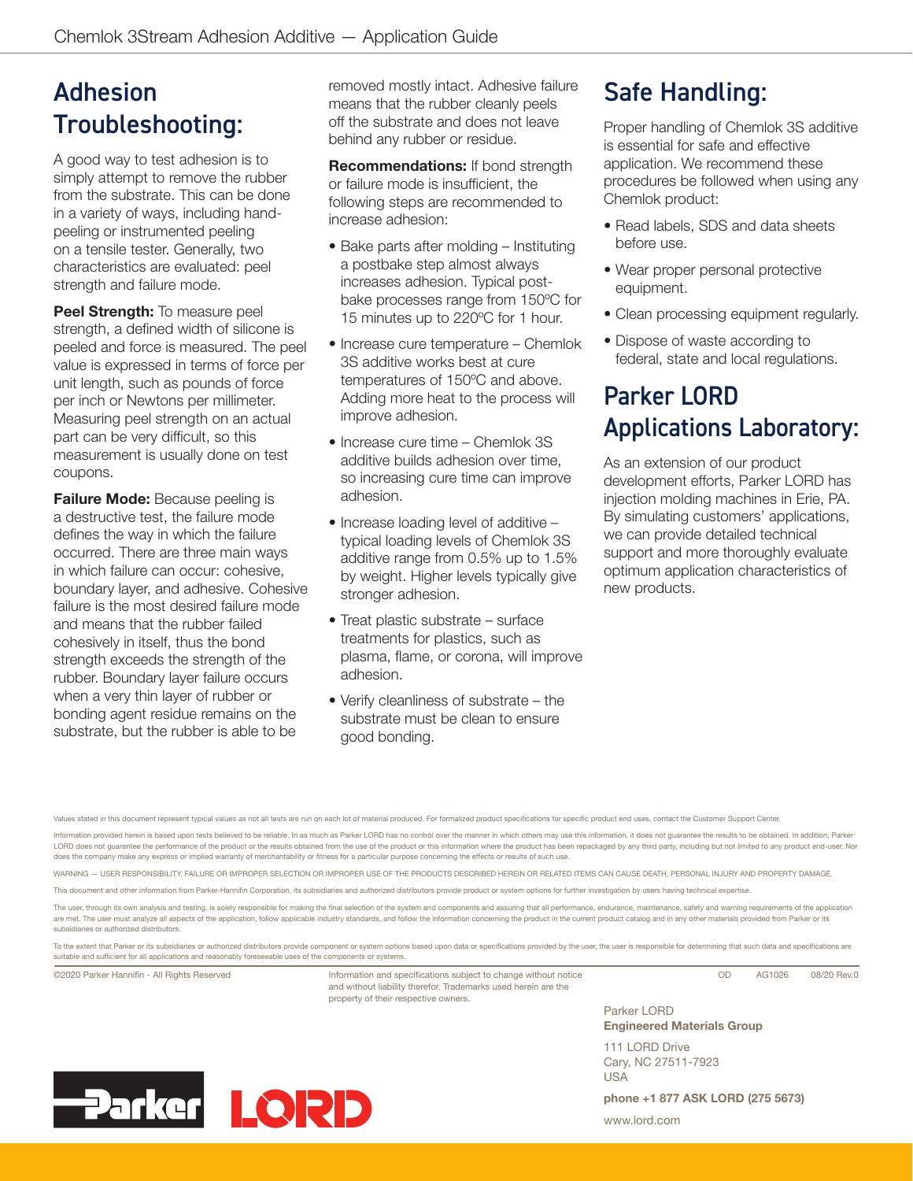## Adhesion Troubleshooting:

A good way to test adhesion is to simply attempt to remove the rubber from the substrate. This can be done in a variety of ways, including hand-peeling or instrumented peeling on a tensile tester. Generally, two characteristics are evaluated: peel strength and failure mode.

**Peel Strength:** To measure peel strength, a defined width of silicone is peeled and force is measured. The peel value is expressed in terms of force per unit length, such as pounds of force per inch or Newtons per millimeter. Measuring peel strength on an actual part can be very difficult, so this measurement is usually done on test coupons.

**Failure Mode:** Because peeling is a destructive test, the failure mode defines the way in which the failure occurred. There are three main ways in which failure can occur: cohesive, boundary layer, and adhesive. Cohesive failure is the most desired failure mode and means that the rubber failed cohesively in itself, thus the bond strength exceeds the strength of the rubber. Boundary layer failure occurs when a very thin layer of rubber or bonding agent residue remains on the substrate, but the rubber is able to be removed mostly intact. Adhesive failure means that the rubber cleanly peels off the substrate and does not leave behind any rubber or residue.

**Recommendations:** If bond strength or failure mode is insufficient, the following steps are recommended to increase adhesion:

- Bake parts after molding – Instituting a postbake step almost always increases adhesion. Typical post-bake processes range from 150ºC for 15 minutes up to 220ºC for 1 hour.
- Increase cure temperature – Chemlok 3S additive works best at cure temperatures of 150ºC and above. Adding more heat to the process will improve adhesion.
- Increase cure time – Chemlok 3S additive builds adhesion over time, so increasing cure time can improve adhesion.
- Increase loading level of additive – typical loading levels of Chemlok 3S additive range from 0.5% up to 1.5% by weight. Higher levels typically give stronger adhesion.
- Treat plastic substrate – surface treatments for plastics, such as plasma, flame, or corona, will improve adhesion.
- Verify cleanliness of substrate – the substrate must be clean to ensure good bonding.

## Safe Handling:

Proper handling of Chemlok 3S additive is essential for safe and effective application. We recommend these procedures be followed when using any Chemlok product:

- Read labels, SDS and data sheets before use.
- Wear proper personal protective equipment.
- Clean processing equipment regularly.
- Dispose of waste according to federal, state and local regulations.

## Parker LORD Applications Laboratory:

As an extension of our product development efforts, Parker LORD has injection molding machines in Erie, PA. By simulating customers' applications, we can provide detailed technical support and more thoroughly evaluate optimum application characteristics of new products.

Values stated in this document represent typical values as not all tests are run on each lot of material produced. For formalized product specifications for specific product end uses, contact the Customer Support Center.

Information provided herein is based upon tests believed to be reliable. In as much as Parker LORD has no control over the manner in which others may use this information, it does not guarantee the results to be obtained. In addition, Parker LORD does not guarantee the performance of the product or the results obtained from the use of the product or this information where the product has been repackaged by any third party, including but not limited to any product end-user. Nor does the company make any express or implied warranty of merchantability or fitness for a particular purpose concerning the effects or results of such use.

WARNING — USER RESPONSIBILITY. FAILURE OR IMPROPER SELECTION OR IMPROPER USE OF THE PRODUCTS DESCRIBED HEREIN OR RELATED ITEMS CAN CAUSE DEATH, PERSONAL INJURY AND PROPERTY DAMAGE.

This document and other information from Parker-Hannifin Corporation, its subsidiaries and authorized distributors provide product or system options for further investigation by users having technical expertise.

The user, through its own analysis and testing, is solely responsible for making the final selection of the system and components and assuring that all performance, endurance, maintenance, safety and warning requirements of the application are met. The user must analyze all aspects of the application, follow applicable industry standards, and follow the information concerning the product in the current product catalog and in any other materials provided from Parker or its subsidiaries or authorized distributors.

To the extent that Parker or its subsidiaries or authorized distributors provide component or system options based upon data or specifications provided by the user, the user is responsible for determining that such data and specifications are suitable and sufficient for all applications and reasonably foreseeable uses of the components or systems.

©2020 Parker Hannifin - All Rights Reserved

Information and specifications subject to change without notice and without liability therefor. Trademarks used herein are the property of their respective owners.

OD AG1026 08/20 Rev.0

Parker LORD
**Engineered Materials Group**

111 LORD Drive
Cary, NC 27511-7923
USA

**phone +1 877 ASK LORD (275 5673)**

www.lord.com